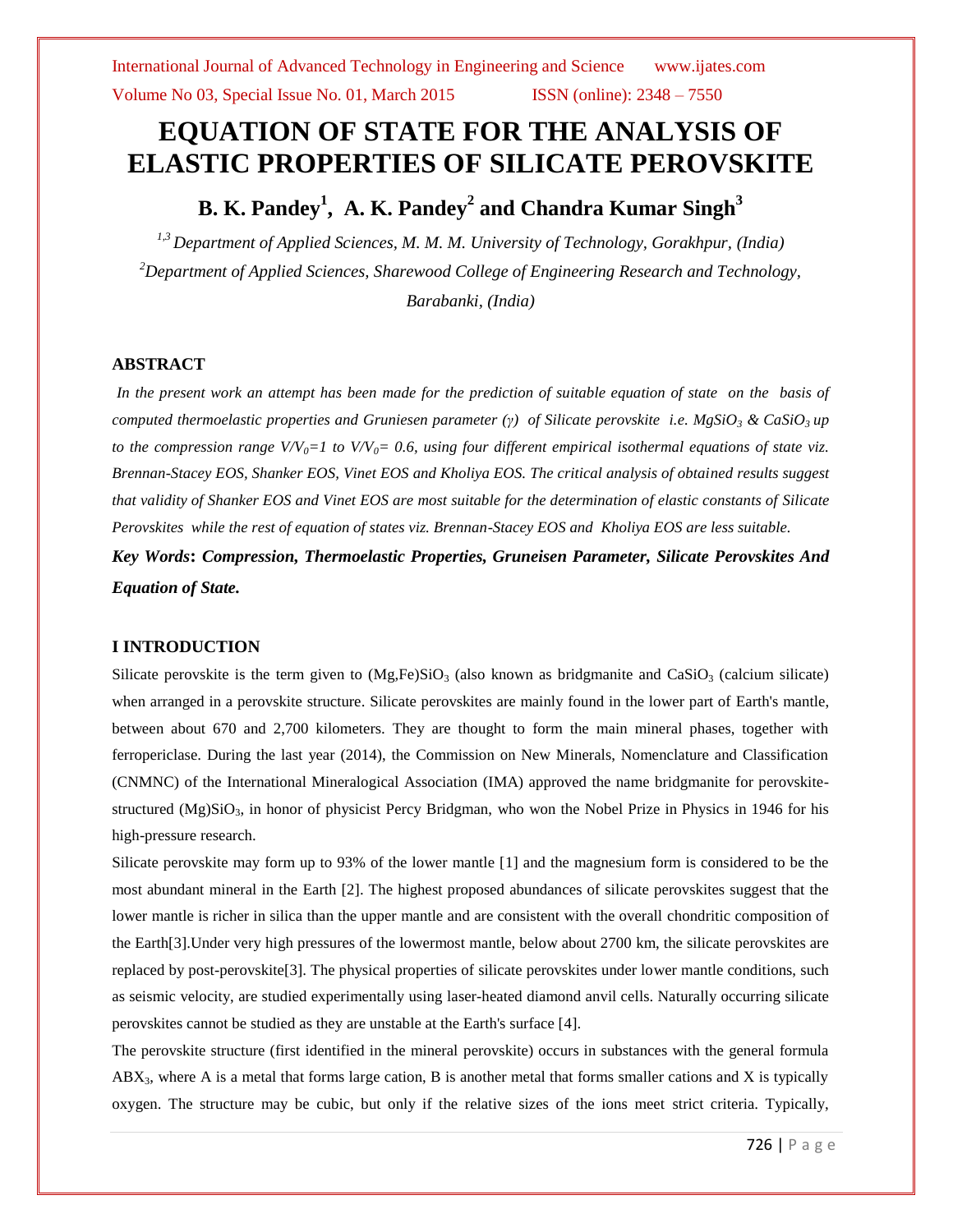# EQUATION OF STATE FOR THE ANALYSIS OF ELASTIC PROPERTIES OF SILICATE PEROVSKITE

## B. K. Pandey[1], A. K. Pandey[2] and Chandra Kumar Singh[3]

*[1,3] Department of Applied Sciences, M. M. M. University of Technology, Gorakhpur, (India)*

*[2] Department of Applied Sciences, Sharewood College of Engineering Research and Technology, Barabanki, (India)*

### ABSTRACT

*In the present work an attempt has been made for the prediction of suitable equation of state on the basis of computed thermoelastic properties and Gruniesen parameter ($\gamma$) of Silicate perovskite i.e. $MgSiO_3$ & $CaSiO_3$ up to the compression range $V/V_0=1$ to $V/V_0= 0.6$, using four different empirical isothermal equations of state viz. Brennan-Stacey EOS, Shanker EOS, Vinet EOS and Kholiya EOS. The critical analysis of obtained results suggest that validity of Shanker EOS and Vinet EOS are most suitable for the determination of elastic constants of Silicate Perovskites while the rest of equation of states viz. Brennan-Stacey EOS and Kholiya EOS are less suitable.*

***Key Words**: Compression, Thermoelastic Properties, Gruneisen Parameter, Silicate Perovskites And Equation of State.*

### I INTRODUCTION

Silicate perovskite is the term given to $(Mg,Fe)SiO_3$ (also known as bridgmanite and $CaSiO_3$ (calcium silicate) when arranged in a perovskite structure. Silicate perovskites are mainly found in the lower part of Earth's mantle, between about 670 and 2,700 kilometers. They are thought to form the main mineral phases, together with ferropericlase. During the last year (2014), the Commission on New Minerals, Nomenclature and Classification (CNMNC) of the International Mineralogical Association (IMA) approved the name bridgmanite for perovskite-structured $(Mg)SiO_3$, in honor of physicist Percy Bridgman, who won the Nobel Prize in Physics in 1946 for his high-pressure research.

Silicate perovskite may form up to 93% of the lower mantle [1] and the magnesium form is considered to be the most abundant mineral in the Earth [2]. The highest proposed abundances of silicate perovskites suggest that the lower mantle is richer in silica than the upper mantle and are consistent with the overall chondritic composition of the Earth[3].Under very high pressures of the lowermost mantle, below about 2700 km, the silicate perovskites are replaced by post-perovskite[3]. The physical properties of silicate perovskites under lower mantle conditions, such as seismic velocity, are studied experimentally using laser-heated diamond anvil cells. Naturally occurring silicate perovskites cannot be studied as they are unstable at the Earth's surface [4].

The perovskite structure (first identified in the mineral perovskite) occurs in substances with the general formula $ABX_3$, where A is a metal that forms large cation, B is another metal that forms smaller cations and X is typically oxygen. The structure may be cubic, but only if the relative sizes of the ions meet strict criteria. Typically,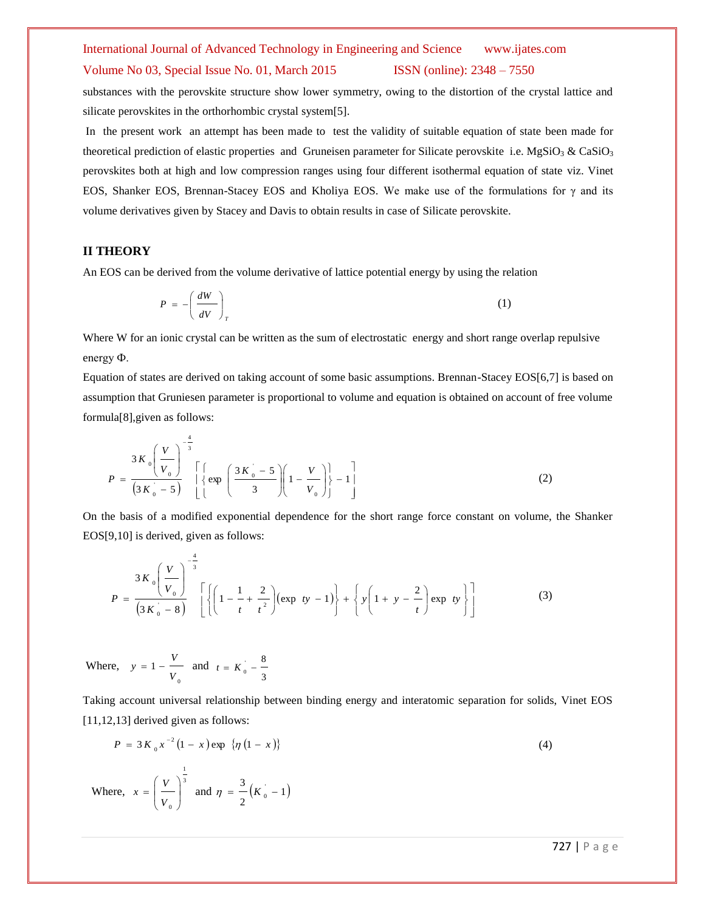substances with the perovskite structure show lower symmetry, owing to the distortion of the crystal lattice and silicate perovskites in the orthorhombic crystal system[5].

In the present work an attempt has been made to test the validity of suitable equation of state been made for theoretical prediction of elastic properties and Gruneisen parameter for Silicate perovskite i.e. $MgSiO_3$ & $CaSiO_3$ perovskites both at high and low compression ranges using four different isothermal equation of state viz. Vinet EOS, Shanker EOS, Brennan-Stacey EOS and Kholiya EOS. We make use of the formulations for $\gamma$ and its volume derivatives given by Stacey and Davis to obtain results in case of Silicate perovskite.

## II THEORY

An EOS can be derived from the volume derivative of lattice potential energy by using the relation

$$P = -\left(\frac{dW}{dV}\right)_T \tag{1}$$

Where W for an ionic crystal can be written as the sum of electrostatic energy and short range overlap repulsive energy $\Phi$.

Equation of states are derived on taking account of some basic assumptions. Brennan-Stacey EOS[6,7] is based on assumption that Gruniesen parameter is proportional to volume and equation is obtained on account of free volume formula[8],given as follows:

$$P = \frac{3K_0\left(\frac{V}{V_0}\right)^{-\frac{4}{3}}}{\left(3K_0^{'} - 5\right)}\left[\left\{\exp\left(\frac{3K_0^{'} - 5}{3}\right)\left(1 - \frac{V}{V_0}\right)\right\} - 1\right] \tag{2}$$

On the basis of a modified exponential dependence for the short range force constant on volume, the Shanker EOS[9,10] is derived, given as follows:

$$P = \frac{3K_0\left(\frac{V}{V_0}\right)^{-\frac{4}{3}}}{\left(3K_0^{'} - 8\right)}\left[\left\{\left(1 - \frac{1}{t} + \frac{2}{t^2}\right)\left(\exp\ ty - 1\right)\right\} + \left\{y\left(1 + y - \frac{2}{t}\right)\exp\ ty\right\}\right] \tag{3}$$

Where, $y = 1 - \frac{V}{V_0}$ and $t = K_0^{'} - \frac{8}{3}$

Taking account universal relationship between binding energy and interatomic separation for solids, Vinet EOS [11,12,13] derived given as follows:

$$P = 3K_0 x^{-2}\left(1 - x\right)\exp\ \left\{\eta\left(1 - x\right)\right\} \tag{4}$$

Where, $x = \left(\frac{V}{V_0}\right)^{\frac{1}{3}}$ and $\eta = \frac{3}{2}\left(K_0^{'} - 1\right)$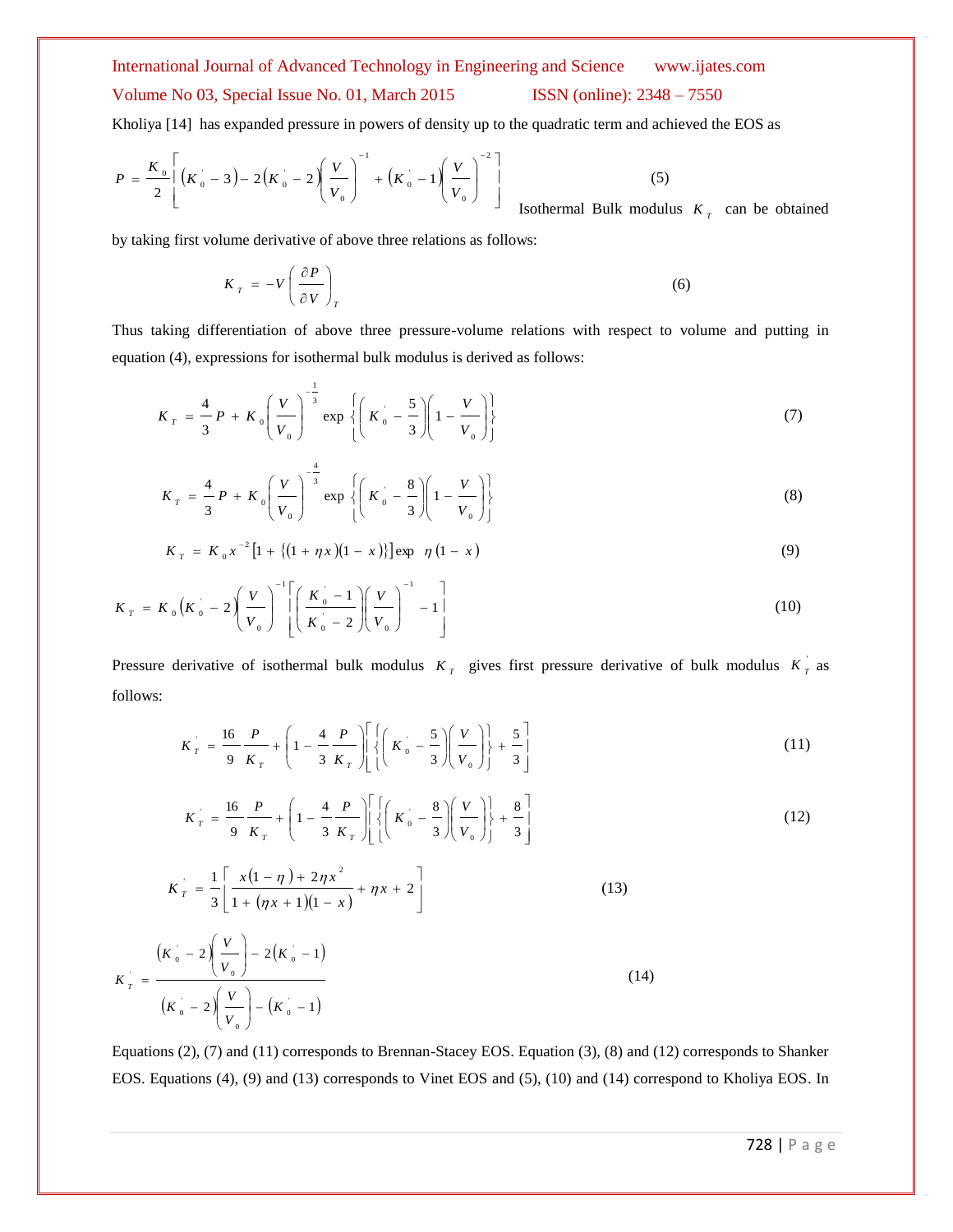Kholiya [14] has expanded pressure in powers of density up to the quadratic term and achieved the EOS as

$$P = \frac{K_0}{2}\left[ \left(K_0^{'} - 3\right) - 2\left(K_0^{'} - 2\right)\left(\frac{V}{V_0}\right)^{-1} + \left(K_0^{'} - 1\right)\left(\frac{V}{V_0}\right)^{-2} \right] \tag{5}$$

Isothermal Bulk modulus $K_T$ can be obtained by taking first volume derivative of above three relations as follows:

$$K_T = -V\left(\frac{\partial P}{\partial V}\right)_T \tag{6}$$

Thus taking differentiation of above three pressure-volume relations with respect to volume and putting in equation (4), expressions for isothermal bulk modulus is derived as follows:

$$K_T = \frac{4}{3}P + K_0\left(\frac{V}{V_0}\right)^{-\frac{1}{3}} \exp\left\{\left(K_0^{'} - \frac{5}{3}\right)\left(1 - \frac{V}{V_0}\right)\right\} \tag{7}$$

$$K_T = \frac{4}{3}P + K_0\left(\frac{V}{V_0}\right)^{-\frac{4}{3}} \exp\left\{\left(K_0^{'} - \frac{8}{3}\right)\left(1 - \frac{V}{V_0}\right)\right\} \tag{8}$$

$$K_T = K_0 x^{-2}\left[1 + \{(1 + \eta x)(1 - x)\}\right]\exp\ \eta(1 - x) \tag{9}$$

$$K_T = K_0\left(K_0^{'} - 2\right)\left(\frac{V}{V_0}\right)^{-1}\left[\left(\frac{K_0^{'} - 1}{K_0^{'} - 2}\right)\left(\frac{V}{V_0}\right)^{-1} - 1\right] \tag{10}$$

Pressure derivative of isothermal bulk modulus $K_T$ gives first pressure derivative of bulk modulus $K_T^{'}$ as follows:

$$K_T^{'} = \frac{16}{9}\frac{P}{K_T} + \left(1 - \frac{4}{3}\frac{P}{K_T}\right)\left[\left\{\left(K_0^{'} - \frac{5}{3}\right)\left(\frac{V}{V_0}\right)\right\} + \frac{5}{3}\right] \tag{11}$$

$$K_T^{'} = \frac{16}{9}\frac{P}{K_T} + \left(1 - \frac{4}{3}\frac{P}{K_T}\right)\left[\left\{\left(K_0^{'} - \frac{8}{3}\right)\left(\frac{V}{V_0}\right)\right\} + \frac{8}{3}\right] \tag{12}$$

$$K_T^{'} = \frac{1}{3}\left[\frac{x(1 - \eta) + 2\eta x^2}{1 + (\eta x + 1)(1 - x)} + \eta x + 2\right] \tag{13}$$

$$K_T^{'} = \frac{\left(K_0^{'} - 2\right)\left(\frac{V}{V_0}\right) - 2\left(K_0^{'} - 1\right)}{\left(K_0^{'} - 2\right)\left(\frac{V}{V_0}\right) - \left(K_0^{'} - 1\right)} \tag{14}$$

Equations (2), (7) and (11) corresponds to Brennan-Stacey EOS. Equation (3), (8) and (12) corresponds to Shanker EOS. Equations (4), (9) and (13) corresponds to Vinet EOS and (5), (10) and (14) correspond to Kholiya EOS. In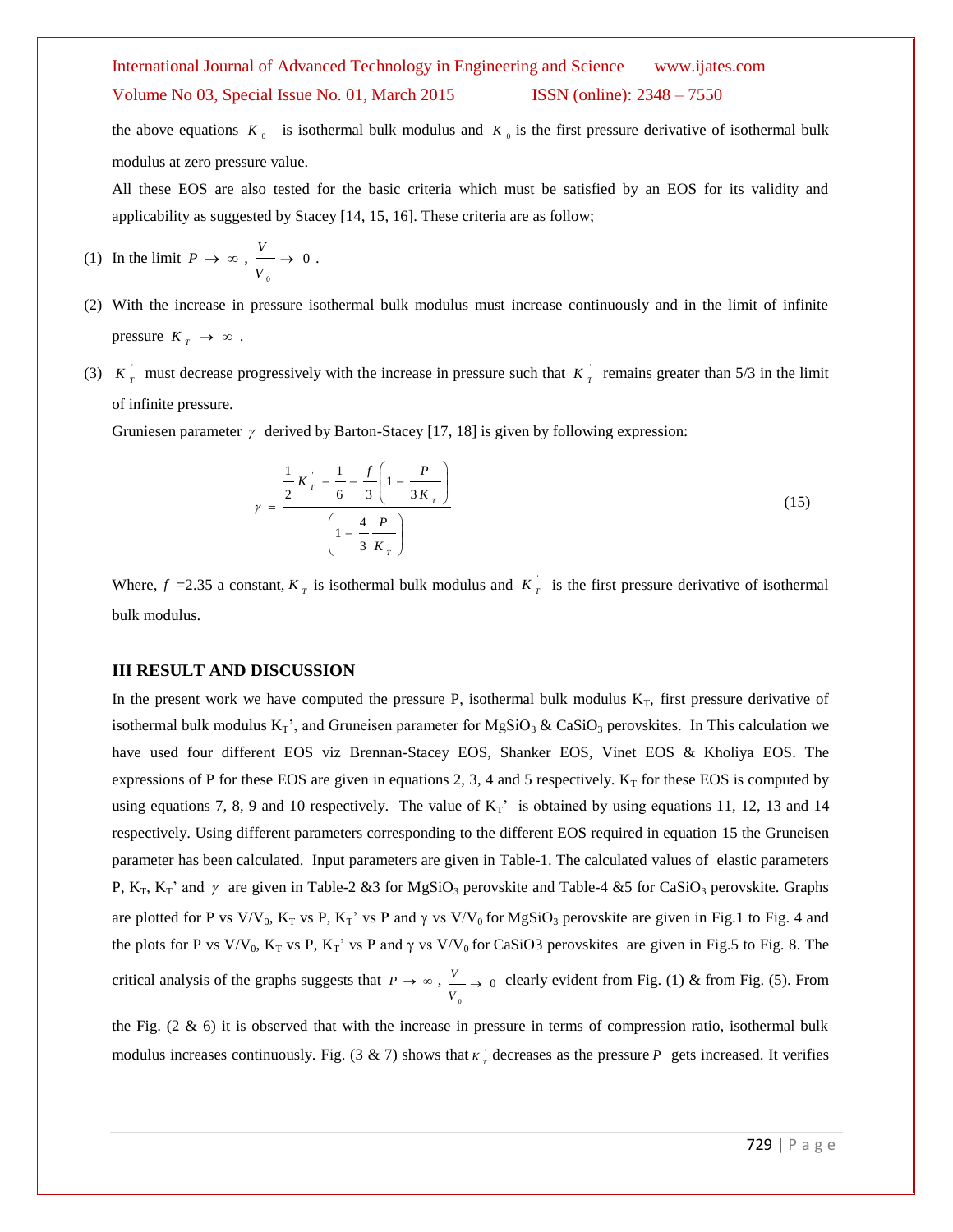the above equations $K_0$ is isothermal bulk modulus and $K_0^{'}$ is the first pressure derivative of isothermal bulk modulus at zero pressure value.

All these EOS are also tested for the basic criteria which must be satisfied by an EOS for its validity and applicability as suggested by Stacey [14, 15, 16]. These criteria are as follow;

(1) In the limit $P \rightarrow \infty$, $\frac{V}{V_0} \rightarrow 0$.

(2) With the increase in pressure isothermal bulk modulus must increase continuously and in the limit of infinite pressure $K_T \rightarrow \infty$.

(3) $K_T^{'}$ must decrease progressively with the increase in pressure such that $K_T^{'}$ remains greater than 5/3 in the limit of infinite pressure.

Gruniesen parameter $\gamma$ derived by Barton-Stacey [17, 18] is given by following expression:

$$\gamma = \frac{\frac{1}{2}K_T^{'} - \frac{1}{6} - \frac{f}{3}\left(1 - \frac{P}{3K_T}\right)}{\left(1 - \frac{4}{3}\frac{P}{K_T}\right)} \tag{15}$$

Where, $f$ =2.35 a constant, $K_T$ is isothermal bulk modulus and $K_T^{'}$ is the first pressure derivative of isothermal bulk modulus.

## III RESULT AND DISCUSSION

In the present work we have computed the pressure P, isothermal bulk modulus $K_T$, first pressure derivative of isothermal bulk modulus $K_T$', and Gruneisen parameter for $MgSiO_3$ & $CaSiO_3$ perovskites. In This calculation we have used four different EOS viz Brennan-Stacey EOS, Shanker EOS, Vinet EOS & Kholiya EOS. The expressions of P for these EOS are given in equations 2, 3, 4 and 5 respectively. $K_T$ for these EOS is computed by using equations 7, 8, 9 and 10 respectively. The value of $K_T$' is obtained by using equations 11, 12, 13 and 14 respectively. Using different parameters corresponding to the different EOS required in equation 15 the Gruneisen parameter has been calculated. Input parameters are given in Table-1. The calculated values of elastic parameters P, $K_T$, $K_T$' and $\gamma$ are given in Table-2 &3 for $MgSiO_3$ perovskite and Table-4 &5 for $CaSiO_3$ perovskite. Graphs are plotted for P vs $V/V_0$, $K_T$ vs P, $K_T$' vs P and γ vs $V/V_0$ for $MgSiO_3$ perovskite are given in Fig.1 to Fig. 4 and the plots for P vs $V/V_0$, $K_T$ vs P, $K_T$' vs P and γ vs $V/V_0$ for CaSiO3 perovskites are given in Fig.5 to Fig. 8. The critical analysis of the graphs suggests that $P \rightarrow \infty$, $\frac{V}{V_0} \rightarrow 0$ clearly evident from Fig. (1) & from Fig. (5). From the Fig. (2 & 6) it is observed that with the increase in pressure in terms of compression ratio, isothermal bulk modulus increases continuously. Fig. (3 & 7) shows that $K_T^{'}$ decreases as the pressure $P$ gets increased. It verifies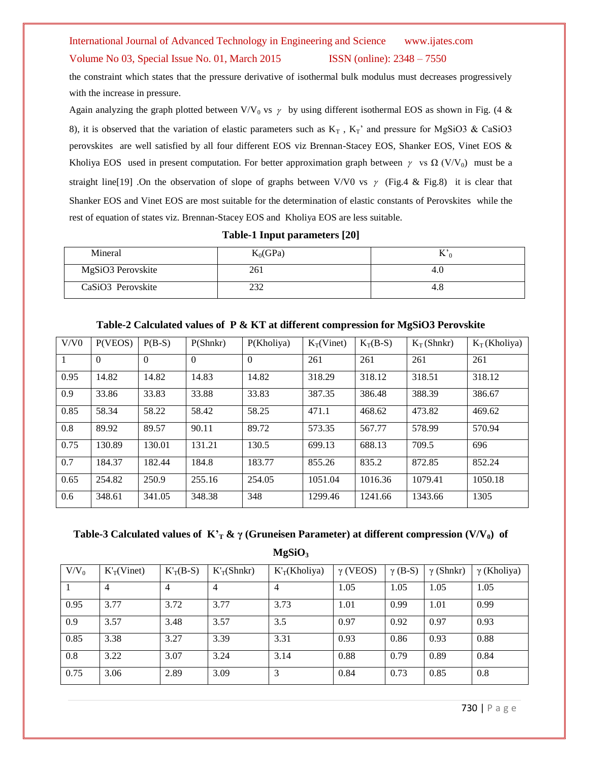the constraint which states that the pressure derivative of isothermal bulk modulus must decreases progressively with the increase in pressure.

Again analyzing the graph plotted between $V/V_0$ vs $\gamma$ by using different isothermal EOS as shown in Fig. (4 & 8), it is observed that the variation of elastic parameters such as $K_T$ , $K_T'$ and pressure for MgSiO3 & CaSiO3 perovskites are well satisfied by all four different EOS viz Brennan-Stacey EOS, Shanker EOS, Vinet EOS & Kholiya EOS used in present computation. For better approximation graph between $\gamma$ vs $\Omega$ ($V/V_0$) must be a straight line[19] .On the observation of slope of graphs between V/V0 vs $\gamma$ (Fig.4 & Fig.8) it is clear that Shanker EOS and Vinet EOS are most suitable for the determination of elastic constants of Perovskites while the rest of equation of states viz. Brennan-Stacey EOS and Kholiya EOS are less suitable.

**Table-1 Input parameters [20]**

| Mineral | $K_0$(GPa) | $K'_0$ |
|---|---|---|
| MgSiO3 Perovskite | 261 | 4.0 |
| CaSiO3 Perovskite | 232 | 4.8 |

**Table-2 Calculated values of P & KT at different compression for MgSiO3 Perovskite**

| V/V0 | P(VEOS) | P(B-S) | P(Shnkr) | P(Kholiya) | $K_T$(Vinet) | $K_T$(B-S) | $K_T$ (Shnkr) | $K_T$ (Kholiya) |
|---|---|---|---|---|---|---|---|---|
| 1 | 0 | 0 | 0 | 0 | 261 | 261 | 261 | 261 |
| 0.95 | 14.82 | 14.82 | 14.83 | 14.82 | 318.29 | 318.12 | 318.51 | 318.12 |
| 0.9 | 33.86 | 33.83 | 33.88 | 33.83 | 387.35 | 386.48 | 388.39 | 386.67 |
| 0.85 | 58.34 | 58.22 | 58.42 | 58.25 | 471.1 | 468.62 | 473.82 | 469.62 |
| 0.8 | 89.92 | 89.57 | 90.11 | 89.72 | 573.35 | 567.77 | 578.99 | 570.94 |
| 0.75 | 130.89 | 130.01 | 131.21 | 130.5 | 699.13 | 688.13 | 709.5 | 696 |
| 0.7 | 184.37 | 182.44 | 184.8 | 183.77 | 855.26 | 835.2 | 872.85 | 852.24 |
| 0.65 | 254.82 | 250.9 | 255.16 | 254.05 | 1051.04 | 1016.36 | 1079.41 | 1050.18 |
| 0.6 | 348.61 | 341.05 | 348.38 | 348 | 1299.46 | 1241.66 | 1343.66 | 1305 |

**Table-3 Calculated values of $K'_T$ & $\gamma$ (Gruneisen Parameter) at different compression ($V/V_0$) of $MgSiO_3$**

| $V/V_0$ | $K'_T$(Vinet) | $K'_T$(B-S) | $K'_T$(Shnkr) | $K'_T$(Kholiya) | $\gamma$ (VEOS) | $\gamma$ (B-S) | $\gamma$ (Shnkr) | $\gamma$ (Kholiya) |
|---|---|---|---|---|---|---|---|---|
| 1 | 4 | 4 | 4 | 4 | 1.05 | 1.05 | 1.05 | 1.05 |
| 0.95 | 3.77 | 3.72 | 3.77 | 3.73 | 1.01 | 0.99 | 1.01 | 0.99 |
| 0.9 | 3.57 | 3.48 | 3.57 | 3.5 | 0.97 | 0.92 | 0.97 | 0.93 |
| 0.85 | 3.38 | 3.27 | 3.39 | 3.31 | 0.93 | 0.86 | 0.93 | 0.88 |
| 0.8 | 3.22 | 3.07 | 3.24 | 3.14 | 0.88 | 0.79 | 0.89 | 0.84 |
| 0.75 | 3.06 | 2.89 | 3.09 | 3 | 0.84 | 0.73 | 0.85 | 0.8 |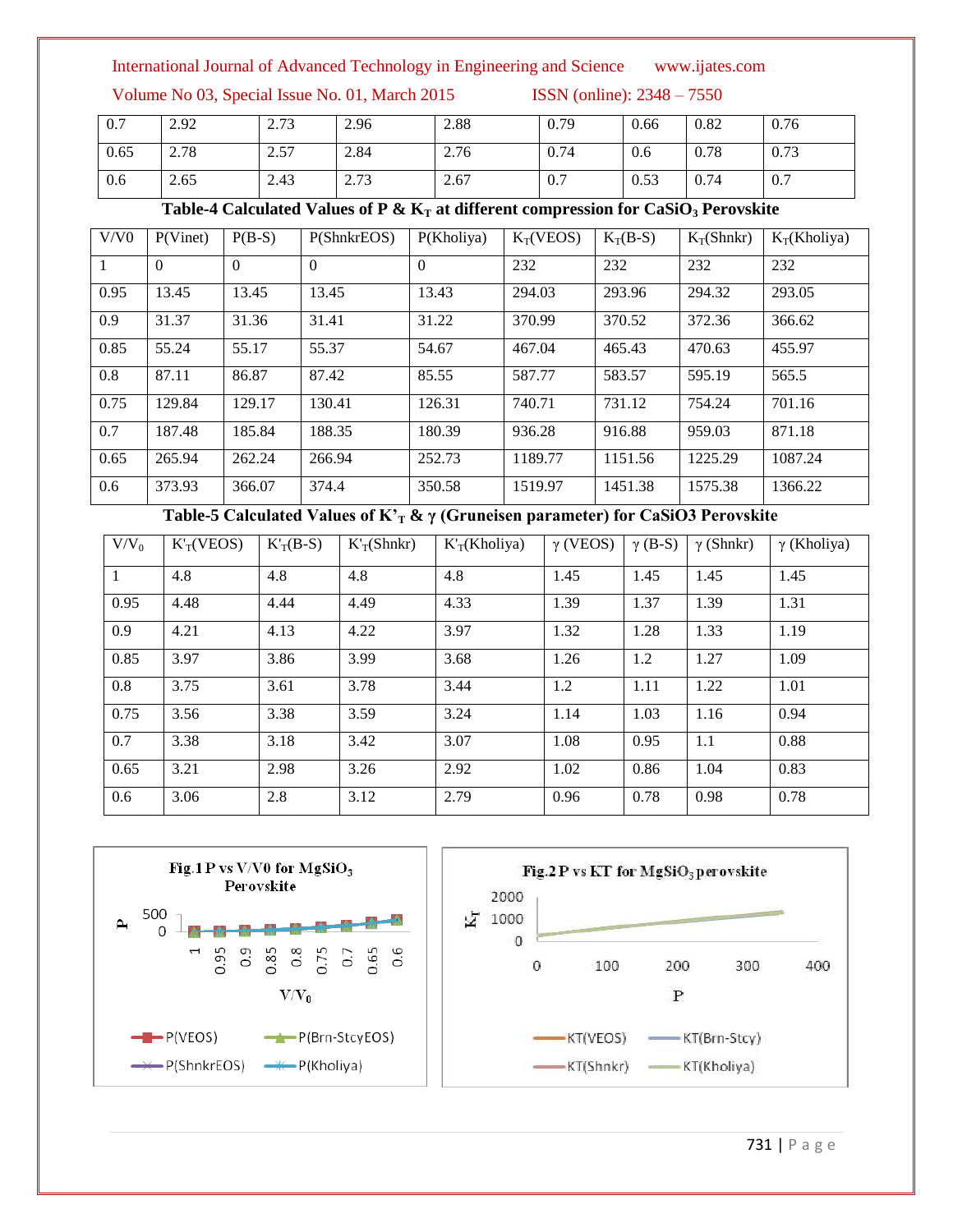| 0.7 | 2.92 | 2.73 | 2.96 | 2.88 | 0.79 | 0.66 | 0.82 | 0.76 |
|---|---|---|---|---|---|---|---|---|
| 0.65 | 2.78 | 2.57 | 2.84 | 2.76 | 0.74 | 0.6 | 0.78 | 0.73 |
| 0.6 | 2.65 | 2.43 | 2.73 | 2.67 | 0.7 | 0.53 | 0.74 | 0.7 |

**Table-4 Calculated Values of P & $K_T$ at different compression for $CaSiO_3$ Perovskite**

| V/V0 | P(Vinet) | P(B-S) | P(ShnkrEOS) | P(Kholiya) | $K_T$(VEOS) | $K_T$(B-S) | $K_T$(Shnkr) | $K_T$(Kholiya) |
|---|---|---|---|---|---|---|---|---|
| 1 | 0 | 0 | 0 | 0 | 232 | 232 | 232 | 232 |
| 0.95 | 13.45 | 13.45 | 13.45 | 13.43 | 294.03 | 293.96 | 294.32 | 293.05 |
| 0.9 | 31.37 | 31.36 | 31.41 | 31.22 | 370.99 | 370.52 | 372.36 | 366.62 |
| 0.85 | 55.24 | 55.17 | 55.37 | 54.67 | 467.04 | 465.43 | 470.63 | 455.97 |
| 0.8 | 87.11 | 86.87 | 87.42 | 85.55 | 587.77 | 583.57 | 595.19 | 565.5 |
| 0.75 | 129.84 | 129.17 | 130.41 | 126.31 | 740.71 | 731.12 | 754.24 | 701.16 |
| 0.7 | 187.48 | 185.84 | 188.35 | 180.39 | 936.28 | 916.88 | 959.03 | 871.18 |
| 0.65 | 265.94 | 262.24 | 266.94 | 252.73 | 1189.77 | 1151.56 | 1225.29 | 1087.24 |
| 0.6 | 373.93 | 366.07 | 374.4 | 350.58 | 1519.97 | 1451.38 | 1575.38 | 1366.22 |

**Table-5 Calculated Values of $K'_T$ & γ (Gruneisen parameter) for CaSiO3 Perovskite**

| $V/V_0$ | $K'_T$(VEOS) | $K'_T$(B-S) | $K'_T$(Shnkr) | $K'_T$(Kholiya) | γ (VEOS) | γ (B-S) | γ (Shnkr) | γ (Kholiya) |
|---|---|---|---|---|---|---|---|---|
| 1 | 4.8 | 4.8 | 4.8 | 4.8 | 1.45 | 1.45 | 1.45 | 1.45 |
| 0.95 | 4.48 | 4.44 | 4.49 | 4.33 | 1.39 | 1.37 | 1.39 | 1.31 |
| 0.9 | 4.21 | 4.13 | 4.22 | 3.97 | 1.32 | 1.28 | 1.33 | 1.19 |
| 0.85 | 3.97 | 3.86 | 3.99 | 3.68 | 1.26 | 1.2 | 1.27 | 1.09 |
| 0.8 | 3.75 | 3.61 | 3.78 | 3.44 | 1.2 | 1.11 | 1.22 | 1.01 |
| 0.75 | 3.56 | 3.38 | 3.59 | 3.24 | 1.14 | 1.03 | 1.16 | 0.94 |
| 0.7 | 3.38 | 3.18 | 3.42 | 3.07 | 1.08 | 0.95 | 1.1 | 0.88 |
| 0.65 | 3.21 | 2.98 | 3.26 | 2.92 | 1.02 | 0.86 | 1.04 | 0.83 |
| 0.6 | 3.06 | 2.8 | 3.12 | 2.79 | 0.96 | 0.78 | 0.98 | 0.78 |

Fig.1 P vs V/V0 for $MgSiO_3$ Perovskite

Fig.2 P vs KT for $MgSiO_3$ perovskite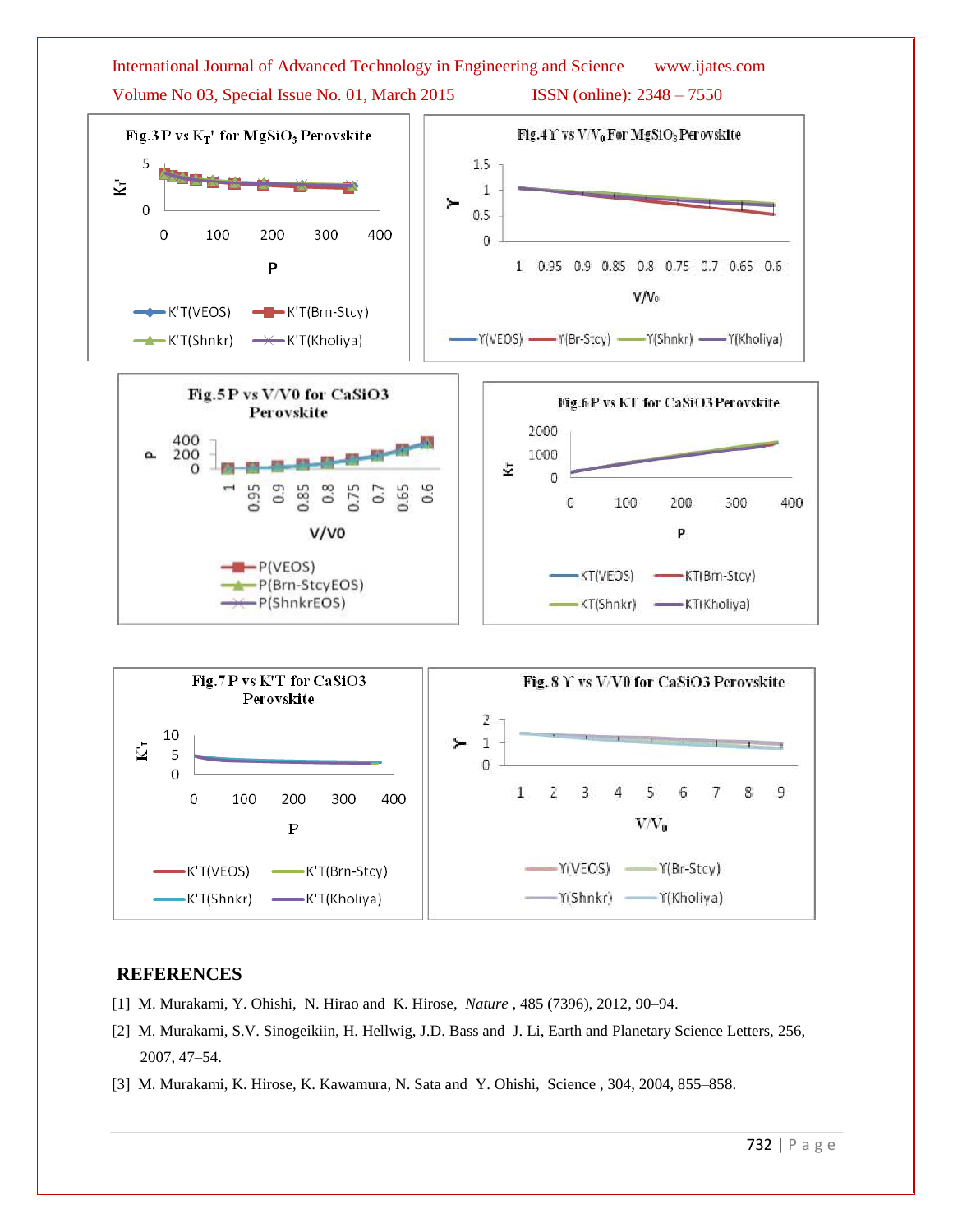Fig.3 P vs $K_T'$ for $MgSiO_3$ Perovskite

Fig.4 ϒ vs $V/V_0$ For $MgSiO_3$ Perovskite

Fig.5 P vs V/V0 for CaSiO3 Perovskite

Fig.6 P vs KT for CaSiO3 Perovskite

Fig.7 P vs K'T for CaSiO3 Perovskite

Fig. 8 ϒ vs V/V0 for CaSiO3 Perovskite

## REFERENCES

[1] M. Murakami, Y. Ohishi, N. Hirao and K. Hirose, *Nature*, 485 (7396), 2012, 90–94.

[2] M. Murakami, S.V. Sinogeikiin, H. Hellwig, J.D. Bass and J. Li, Earth and Planetary Science Letters, 256, 2007, 47–54.

[3] M. Murakami, K. Hirose, K. Kawamura, N. Sata and Y. Ohishi, Science, 304, 2004, 855–858.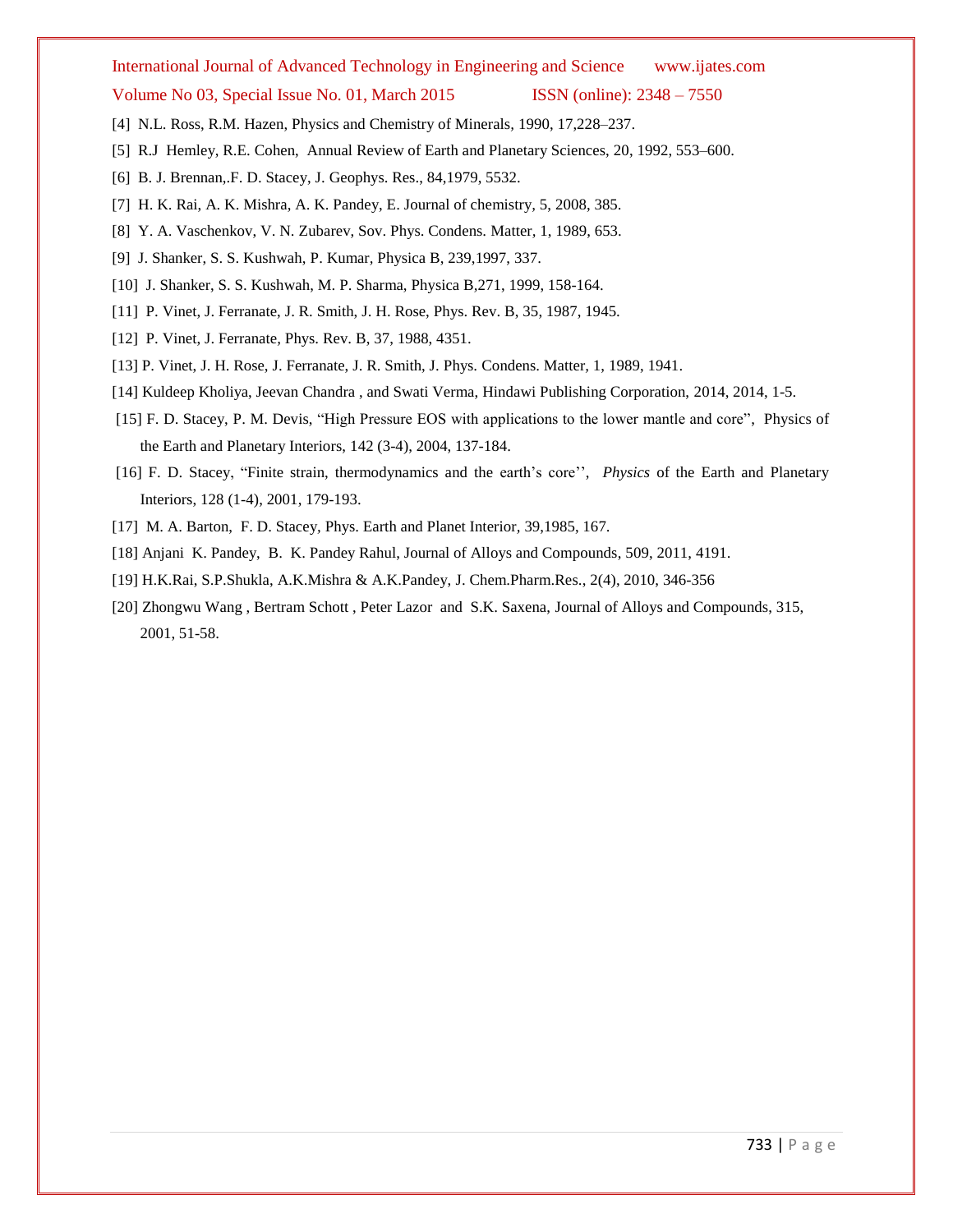[4] N.L. Ross, R.M. Hazen, Physics and Chemistry of Minerals, 1990, 17,228–237.

[5] R.J Hemley, R.E. Cohen, Annual Review of Earth and Planetary Sciences, 20, 1992, 553–600.

[6] B. J. Brennan,.F. D. Stacey, J. Geophys. Res., 84,1979, 5532.

[7] H. K. Rai, A. K. Mishra, A. K. Pandey, E. Journal of chemistry, 5, 2008, 385.

[8] Y. A. Vaschenkov, V. N. Zubarev, Sov. Phys. Condens. Matter, 1, 1989, 653.

[9] J. Shanker, S. S. Kushwah, P. Kumar, Physica B, 239,1997, 337.

[10] J. Shanker, S. S. Kushwah, M. P. Sharma, Physica B,271, 1999, 158-164.

[11] P. Vinet, J. Ferranate, J. R. Smith, J. H. Rose, Phys. Rev. B, 35, 1987, 1945.

[12] P. Vinet, J. Ferranate, Phys. Rev. B, 37, 1988, 4351.

[13] P. Vinet, J. H. Rose, J. Ferranate, J. R. Smith, J. Phys. Condens. Matter, 1, 1989, 1941.

[14] Kuldeep Kholiya, Jeevan Chandra , and Swati Verma, Hindawi Publishing Corporation, 2014, 2014, 1-5.

[15] F. D. Stacey, P. M. Devis, "High Pressure EOS with applications to the lower mantle and core", Physics of the Earth and Planetary Interiors, 142 (3-4), 2004, 137-184.

[16] F. D. Stacey, "Finite strain, thermodynamics and the earth's core'', *Physics* of the Earth and Planetary Interiors, 128 (1-4), 2001, 179-193.

[17] M. A. Barton, F. D. Stacey, Phys. Earth and Planet Interior, 39,1985, 167.

[18] Anjani K. Pandey, B. K. Pandey Rahul, Journal of Alloys and Compounds, 509, 2011, 4191.

[19] H.K.Rai, S.P.Shukla, A.K.Mishra & A.K.Pandey, J. Chem.Pharm.Res., 2(4), 2010, 346-356

[20] Zhongwu Wang , Bertram Schott , Peter Lazor and S.K. Saxena, Journal of Alloys and Compounds, 315, 2001, 51-58.